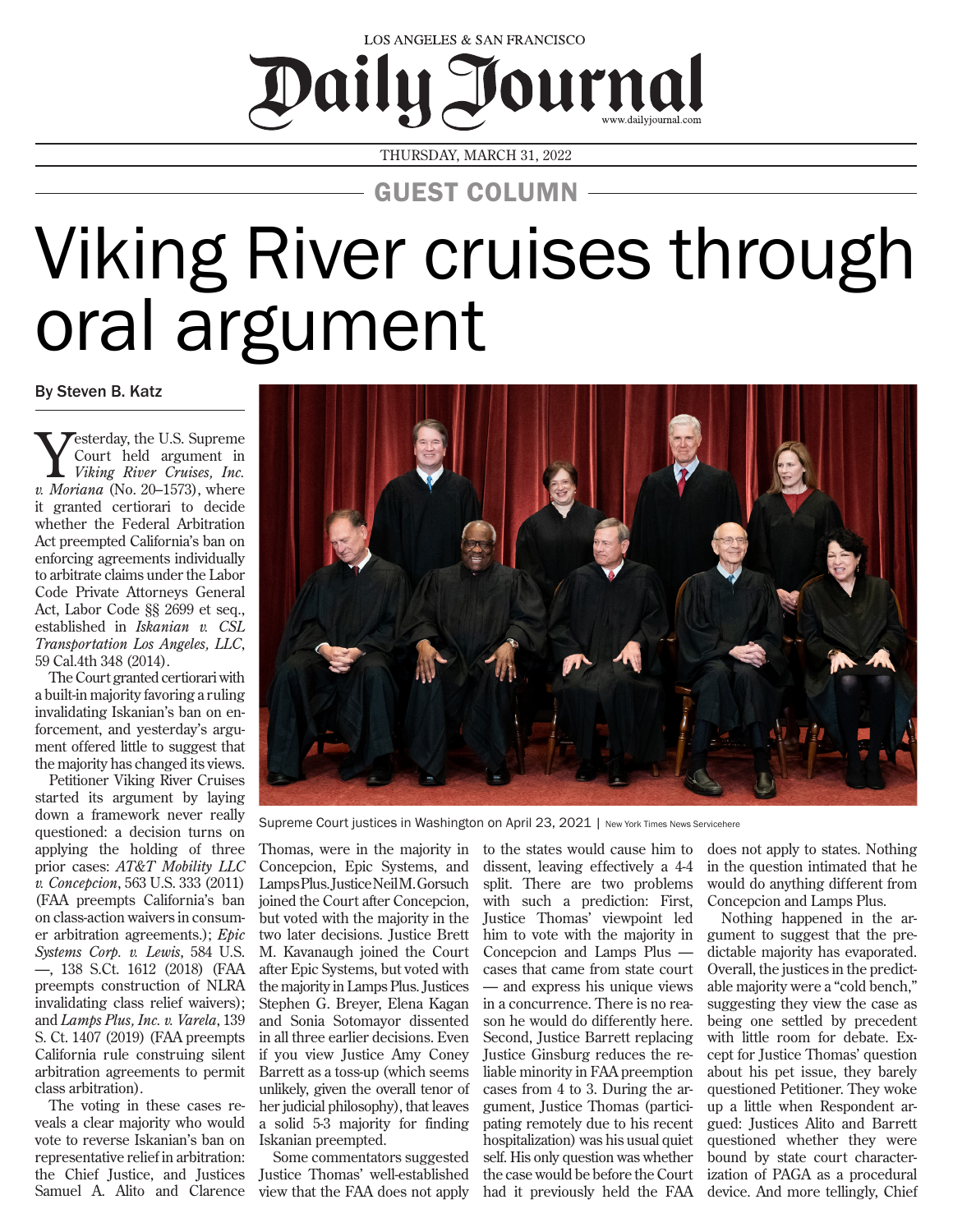LOS ANGELES & SAN FRANCISCO

# Daily Journal

www.dailyjournal.com

THURSDAY, MARCH 31, 2022

GUEST COLUMN

# Viking River cruises through oral argument

By Steven B. Katz

Yesterday, the U.S. Supreme Court held argument in *Viking River Cruises, Inc. v. Moriana* (No. 20–1573), where it granted certiorari to decide whether the Federal Arbitration Act preempted California's ban on enforcing agreements individually to arbitrate claims under the Labor Code Private Attorneys General Act, Labor Code §§ 2699 et seq., established in *Iskanian v. CSL Transportation Los Angeles, LLC*, 59 Cal.4th 348 (2014).

The Court granted certiorari with a built-in majority favoring a ruling invalidating Iskanian's ban on enforcement, and yesterday's argument offered little to suggest that the majority has changed its views.

Petitioner Viking River Cruises started its argument by laying down a framework never really questioned: a decision turns on applying the holding of three prior cases: *AT&T Mobility LLC v. Concepcion*, 563 U.S. 333 (2011) (FAA preempts California's ban on class-action waivers in consumer arbitration agreements.); *Epic Systems Corp. v. Lewis*, 584 U.S. —, 138 S.Ct. 1612 (2018) (FAA preempts construction of NLRA invalidating class relief waivers); and *Lamps Plus, Inc. v. Varela*, 139 S. Ct. 1407 (2019) (FAA preempts California rule construing silent arbitration agreements to permit class arbitration).

The voting in these cases reveals a clear majority who would vote to reverse Iskanian's ban on representative relief in arbitration: the Chief Justice, and Justices Samuel A. Alito and Clarence Thomas, were in the majority in Concepcion, Epic Systems, and Lamps Plus. Justice Neil M. Gorsuch joined the Court after Concepcion, but voted with the majority in the two later decisions. Justice Brett M. Kavanaugh joined the Court after Epic Systems, but voted with the majority in Lamps Plus. Justices Stephen G. Breyer, Elena Kagan and Sonia Sotomayor dissented in all three earlier decisions. Even if you view Justice Amy Coney Barrett as a toss-up (which seems unlikely, given the overall tenor of her judicial philosophy), that leaves a solid 5-3 majority for finding Iskanian preempted.

Some commentators suggested Justice Thomas' well-established view that the FAA does not apply to the states would cause him to dissent, leaving effectively a 4-4 split. There are two problems with such a prediction: First, Justice Thomas' viewpoint led him to vote with the majority in Concepcion and Lamps Plus — cases that came from state court — and express his unique views in a concurrence. There is no reason he would do differently here. Second, Justice Barrett replacing Justice Ginsburg reduces the reliable minority in FAA preemption cases from 4 to 3. During the argument, Justice Thomas (participating remotely due to his recent hospitalization) was his usual quiet self. His only question was whether the case would be before the Court had it previously held the FAA does not apply to states. Nothing in the question intimated that he would do anything different from Concepcion and Lamps Plus.

Nothing happened in the argument to suggest that the predictable majority has evaporated. Overall, the justices in the predictable majority were a "cold bench," suggesting they view the case as being one settled by precedent with little room for debate. Except for Justice Thomas' question about his pet issue, they barely questioned Petitioner. They woke up a little when Respondent argued: Justices Alito and Barrett questioned whether they were bound by state court characterization of PAGA as a procedural device. And more tellingly, Chief

Supreme Court justices in Washington on April 23, 2021 | New York Times News Servicehere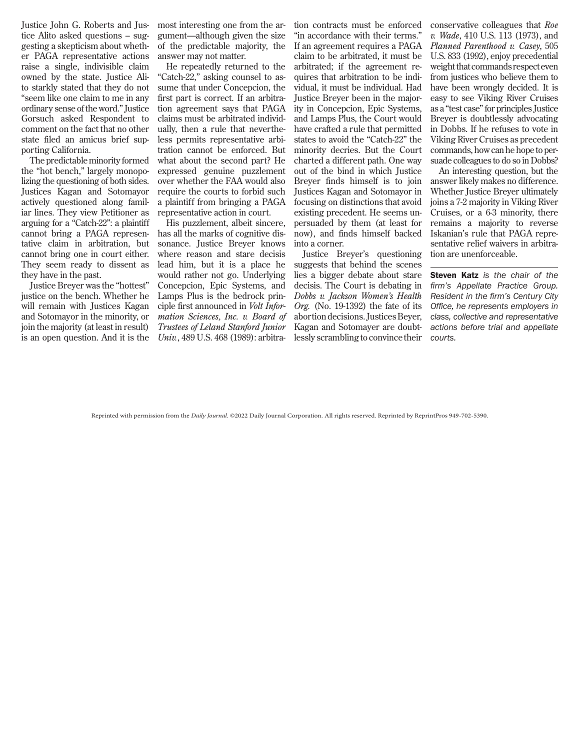Justice John G. Roberts and Justice Alito asked questions – suggesting a skepticism about whether PAGA representative actions raise a single, indivisible claim owned by the state. Justice Alito starkly stated that they do not "seem like one claim to me in any ordinary sense of the word." Justice Gorsuch asked Respondent to comment on the fact that no other state filed an amicus brief supporting California.

The predictable minority formed the "hot bench," largely monopolizing the questioning of both sides. Justices Kagan and Sotomayor actively questioned along familiar lines. They view Petitioner as arguing for a "Catch-22": a plaintiff cannot bring a PAGA representative claim in arbitration, but cannot bring one in court either. They seem ready to dissent as they have in the past.

Justice Breyer was the "hottest" justice on the bench. Whether he will remain with Justices Kagan and Sotomayor in the minority, or join the majority (at least in result) is an open question. And it is the most interesting one from the argument—although given the size of the predictable majority, the answer may not matter.

He repeatedly returned to the "Catch-22," asking counsel to assume that under Concepcion, the first part is correct. If an arbitration agreement says that PAGA claims must be arbitrated individually, then a rule that nevertheless permits representative arbitration cannot be enforced. But what about the second part? He expressed genuine puzzlement over whether the FAA would also require the courts to forbid such a plaintiff from bringing a PAGA representative action in court.

His puzzlement, albeit sincere, has all the marks of cognitive dissonance. Justice Breyer knows where reason and stare decisis lead him, but it is a place he would rather not go. Underlying Concepcion, Epic Systems, and Lamps Plus is the bedrock principle first announced in *Volt Information Sciences, Inc. v. Board of Trustees of Leland Stanford Junior Univ.*, 489 U.S. 468 (1989): arbitration contracts must be enforced "in accordance with their terms." If an agreement requires a PAGA claim to be arbitrated, it must be arbitrated; if the agreement requires that arbitration to be individual, it must be individual. Had Justice Breyer been in the majority in Concepcion, Epic Systems, and Lamps Plus, the Court would have crafted a rule that permitted states to avoid the "Catch-22" the minority decries. But the Court charted a different path. One way out of the bind in which Justice Breyer finds himself is to join Justices Kagan and Sotomayor in focusing on distinctions that avoid existing precedent. He seems unpersuaded by them (at least for now), and finds himself backed into a corner.

Justice Breyer's questioning suggests that behind the scenes lies a bigger debate about stare decisis. The Court is debating in *Dobbs v. Jackson Women's Health Org.* (No. 19-1392) the fate of its abortion decisions. Justices Beyer, Kagan and Sotomayer are doubtlessly scrambling to convince their conservative colleagues that *Roe v. Wade*, 410 U.S. 113 (1973), and *Planned Parenthood v. Casey*, 505 U.S. 833 (1992), enjoy precedential weight that commands respect even from justices who believe them to have been wrongly decided. It is easy to see Viking River Cruises as a "test case" for principles Justice Breyer is doubtlessly advocating in Dobbs. If he refuses to vote in Viking River Cruises as precedent commands, how can he hope to persuade colleagues to do so in Dobbs?

An interesting question, but the answer likely makes no difference. Whether Justice Breyer ultimately joins a 7-2 majority in Viking River Cruises, or a 6-3 minority, there remains a majority to reverse Iskanian's rule that PAGA representative relief waivers in arbitration are unenforceable.

---

**Steven Katz** *is the chair of the firm's Appellate Practice Group. Resident in the firm's Century City Office, he represents employers in class, collective and representative actions before trial and appellate courts.*

Reprinted with permission from the *Daily Journal*. ©2022 Daily Journal Corporation. All rights reserved. Reprinted by ReprintPros 949-702-5390.